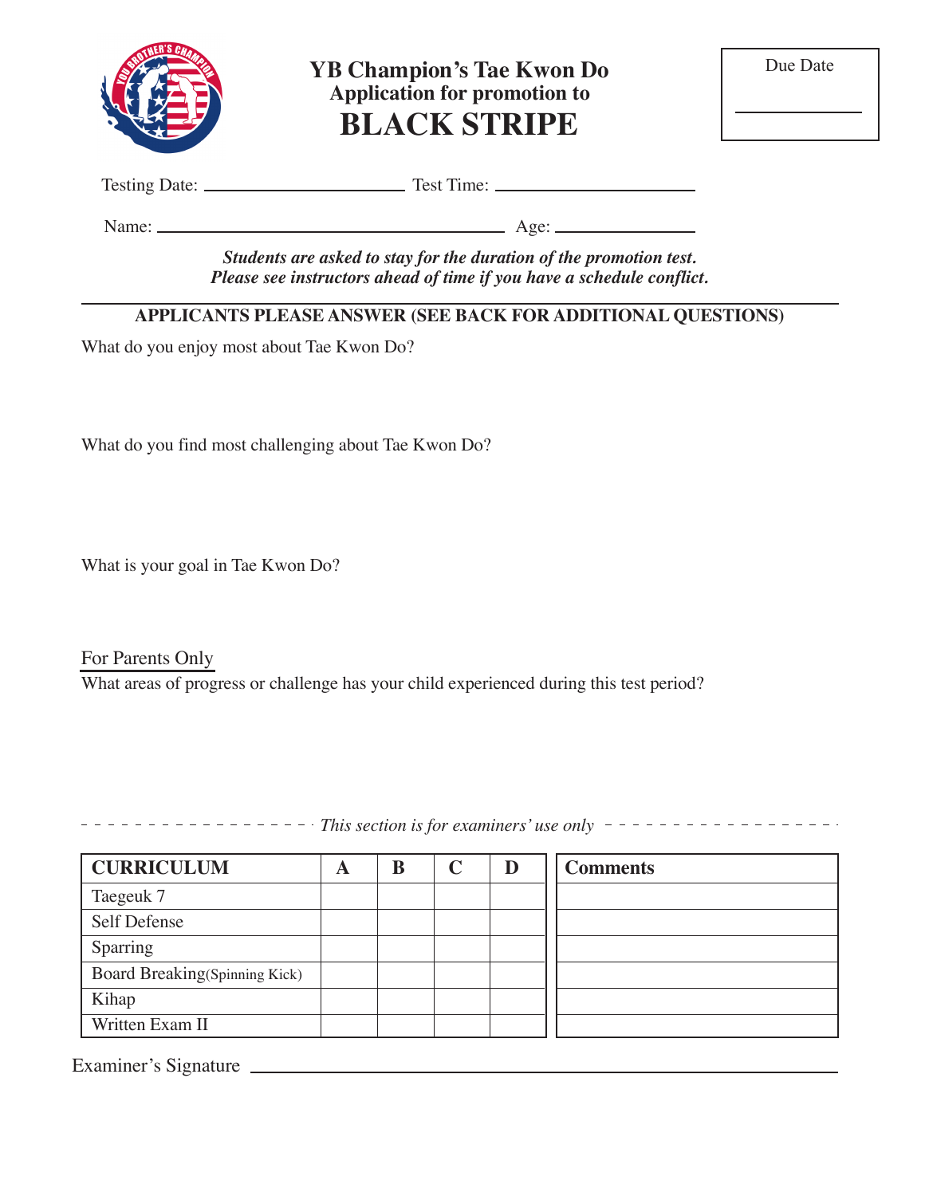# YB Champion's Tae Kwon Do

## Application for promotion to

# BLACK STRIPE

Due Date ______________

Testing Date: ______________________ Test Time: ______________________

Name: ________________________________________ Age: ______________

***Students are asked to stay for the duration of the promotion test.***
***Please see instructors ahead of time if you have a schedule conflict.***

---

**APPLICANTS PLEASE ANSWER (SEE BACK FOR ADDITIONAL QUESTIONS)**

What do you enjoy most about Tae Kwon Do?

What do you find most challenging about Tae Kwon Do?

What is your goal in Tae Kwon Do?

For Parents Only

What areas of progress or challenge has your child experienced during this test period?

*This section is for examiners' use only*

| CURRICULUM | A | B | C | D |
|---|---|---|---|---|
| Taeguek 7 | | | | |
| Self Defense | | | | |
| Sparring | | | | |
| Board Breaking(Spinning Kick) | | | | |
| Kihap | | | | |
| Written Exam II | | | | |

| Comments |
|---|
| |
| |
| |
| |
| |
| |

Examiner's Signature ________________________________________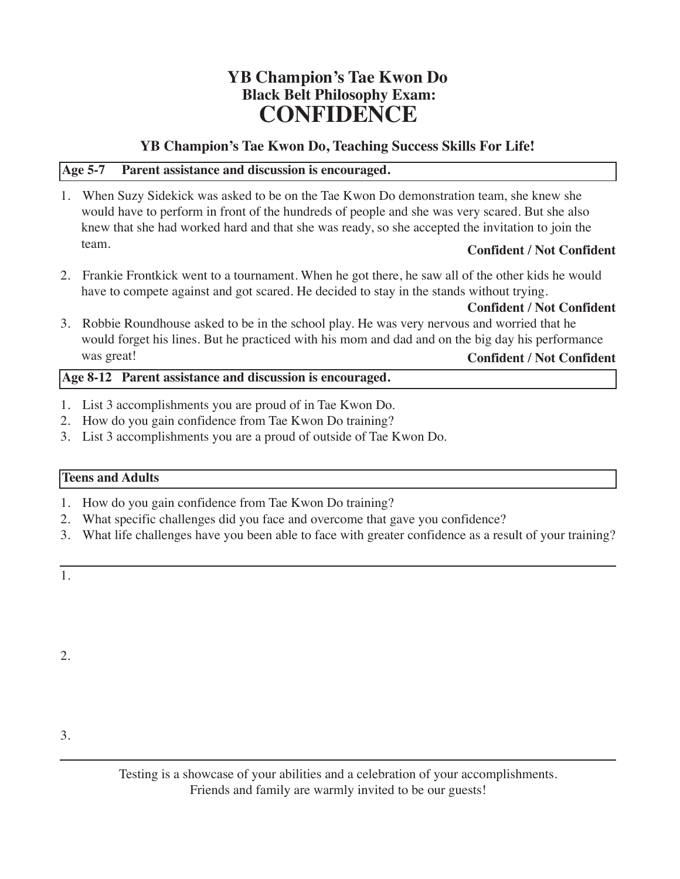# YB Champion's Tae Kwon Do
## Black Belt Philosophy Exam:
# CONFIDENCE

### YB Champion's Tae Kwon Do, Teaching Success Skills For Life!

**Age 5-7 Parent assistance and discussion is encouraged.**

1. When Suzy Sidekick was asked to be on the Tae Kwon Do demonstration team, she knew she would have to perform in front of the hundreds of people and she was very scared. But she also knew that she had worked hard and that she was ready, so she accepted the invitation to join the team.
   **Confident / Not Confident**
2. Frankie Frontkick went to a tournament. When he got there, he saw all of the other kids he would have to compete against and got scared. He decided to stay in the stands without trying.
   **Confident / Not Confident**
3. Robbie Roundhouse asked to be in the school play. He was very nervous and worried that he would forget his lines. But he practiced with his mom and dad and on the big day his performance was great!
   **Confident / Not Confident**

**Age 8-12 Parent assistance and discussion is encouraged.**

1. List 3 accomplishments you are proud of in Tae Kwon Do.
2. How do you gain confidence from Tae Kwon Do training?
3. List 3 accomplishments you are a proud of outside of Tae Kwon Do.

**Teens and Adults**

1. How do you gain confidence from Tae Kwon Do training?
2. What specific challenges did you face and overcome that gave you confidence?
3. What life challenges have you been able to face with greater confidence as a result of your training?

---

1.

2.

3.

---

Testing is a showcase of your abilities and a celebration of your accomplishments.
Friends and family are warmly invited to be our guests!